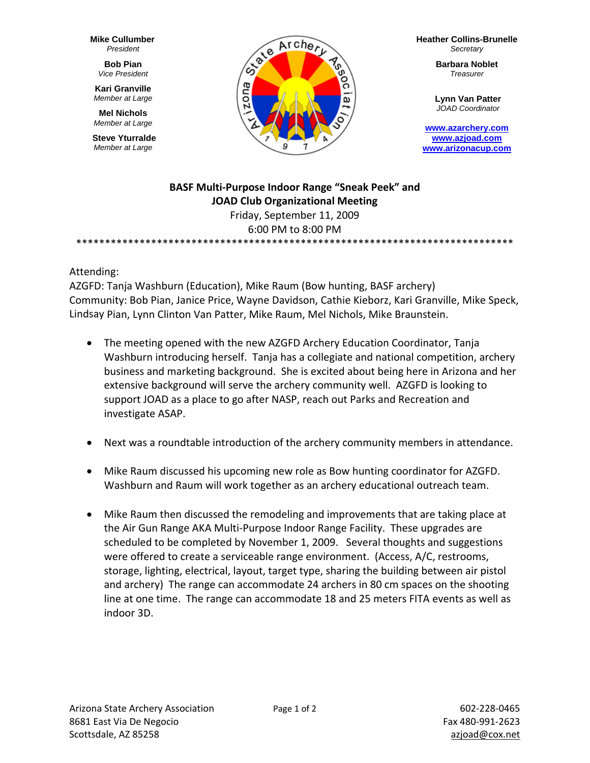**Mike Cullumber**
*President*

**Bob Pian**
*Vice President*

**Kari Granville**
*Member at Large*

**Mel Nichols**
*Member at Large*

**Steve Yturralde**
*Member at Large*

**Heather Collins-Brunelle**
*Secretary*

**Barbara Noblet**
*Treasurer*

**Lynn Van Patter**
*JOAD Coordinator*

www.azarchery.com
www.azjoad.com
www.arizonacup.com

## BASF Multi-Purpose Indoor Range "Sneak Peek" and JOAD Club Organizational Meeting

Friday, September 11, 2009
6:00 PM to 8:00 PM

*****************************************************************************

Attending:
AZGFD: Tanja Washburn (Education), Mike Raum (Bow hunting, BASF archery)
Community: Bob Pian, Janice Price, Wayne Davidson, Cathie Kieborz, Kari Granville, Mike Speck, Lindsay Pian, Lynn Clinton Van Patter, Mike Raum, Mel Nichols, Mike Braunstein.

- The meeting opened with the new AZGFD Archery Education Coordinator, Tanja Washburn introducing herself. Tanja has a collegiate and national competition, archery business and marketing background. She is excited about being here in Arizona and her extensive background will serve the archery community well. AZGFD is looking to support JOAD as a place to go after NASP, reach out Parks and Recreation and investigate ASAP.

- Next was a roundtable introduction of the archery community members in attendance.

- Mike Raum discussed his upcoming new role as Bow hunting coordinator for AZGFD. Washburn and Raum will work together as an archery educational outreach team.

- Mike Raum then discussed the remodeling and improvements that are taking place at the Air Gun Range AKA Multi-Purpose Indoor Range Facility. These upgrades are scheduled to be completed by November 1, 2009. Several thoughts and suggestions were offered to create a serviceable range environment. (Access, A/C, restrooms, storage, lighting, electrical, layout, target type, sharing the building between air pistol and archery) The range can accommodate 24 archers in 80 cm spaces on the shooting line at one time. The range can accommodate 18 and 25 meters FITA events as well as indoor 3D.

Arizona State Archery Association
8681 East Via De Negocio
Scottsdale, AZ 85258

602-228-0465
Fax 480-991-2623
azjoad@cox.net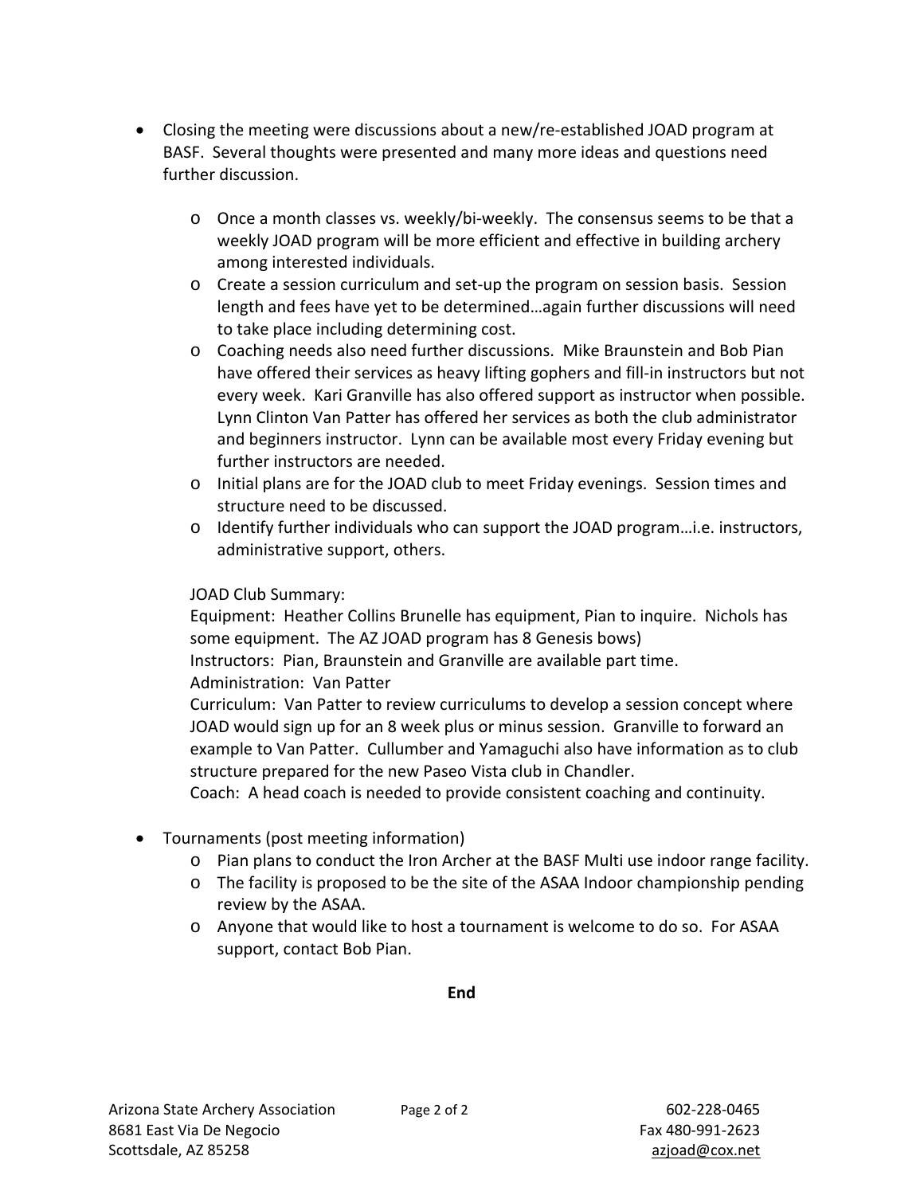- Closing the meeting were discussions about a new/re-established JOAD program at BASF. Several thoughts were presented and many more ideas and questions need further discussion.
  - Once a month classes vs. weekly/bi-weekly. The consensus seems to be that a weekly JOAD program will be more efficient and effective in building archery among interested individuals.
  - Create a session curriculum and set-up the program on session basis. Session length and fees have yet to be determined…again further discussions will need to take place including determining cost.
  - Coaching needs also need further discussions. Mike Braunstein and Bob Pian have offered their services as heavy lifting gophers and fill-in instructors but not every week. Kari Granville has also offered support as instructor when possible. Lynn Clinton Van Patter has offered her services as both the club administrator and beginners instructor. Lynn can be available most every Friday evening but further instructors are needed.
  - Initial plans are for the JOAD club to meet Friday evenings. Session times and structure need to be discussed.
  - Identify further individuals who can support the JOAD program…i.e. instructors, administrative support, others.

  JOAD Club Summary:
  Equipment: Heather Collins Brunelle has equipment, Pian to inquire. Nichols has some equipment. The AZ JOAD program has 8 Genesis bows)
  Instructors: Pian, Braunstein and Granville are available part time.
  Administration: Van Patter
  Curriculum: Van Patter to review curriculums to develop a session concept where JOAD would sign up for an 8 week plus or minus session. Granville to forward an example to Van Patter. Cullumber and Yamaguchi also have information as to club structure prepared for the new Paseo Vista club in Chandler.
  Coach: A head coach is needed to provide consistent coaching and continuity.

- Tournaments (post meeting information)
  - Pian plans to conduct the Iron Archer at the BASF Multi use indoor range facility.
  - The facility is proposed to be the site of the ASAA Indoor championship pending review by the ASAA.
  - Anyone that would like to host a tournament is welcome to do so. For ASAA support, contact Bob Pian.

**End**

Arizona State Archery Association
8681 East Via De Negocio
Scottsdale, AZ 85258

602-228-0465
Fax 480-991-2623
azjoad@cox.net